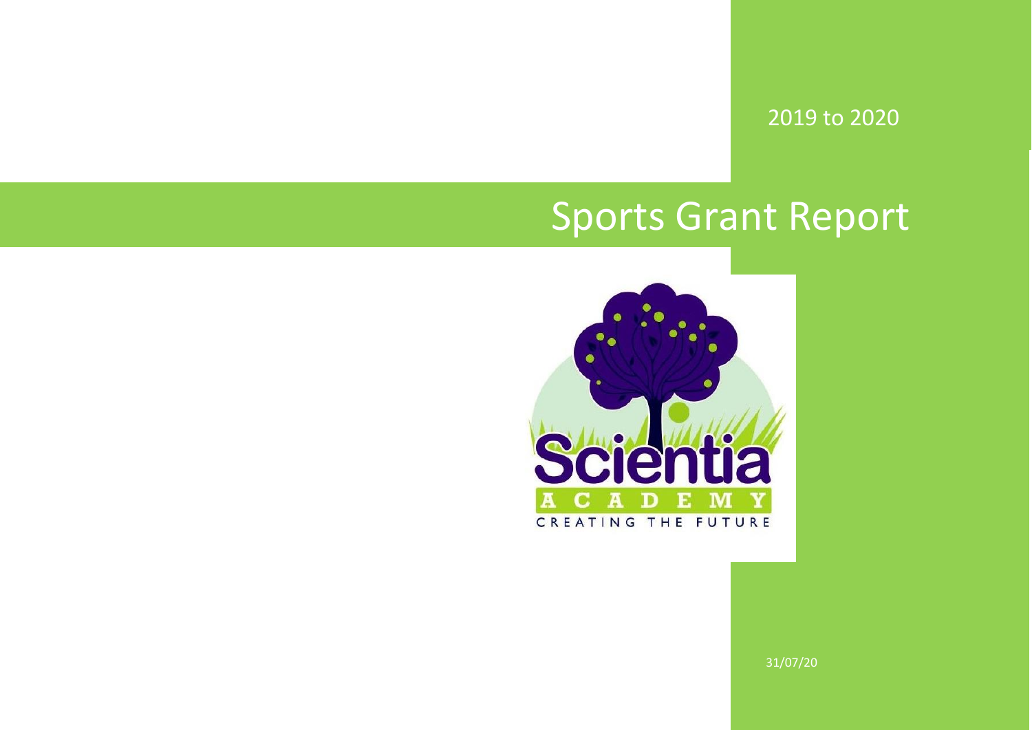2019 to 2020

# Sports Grant Report

31/07/20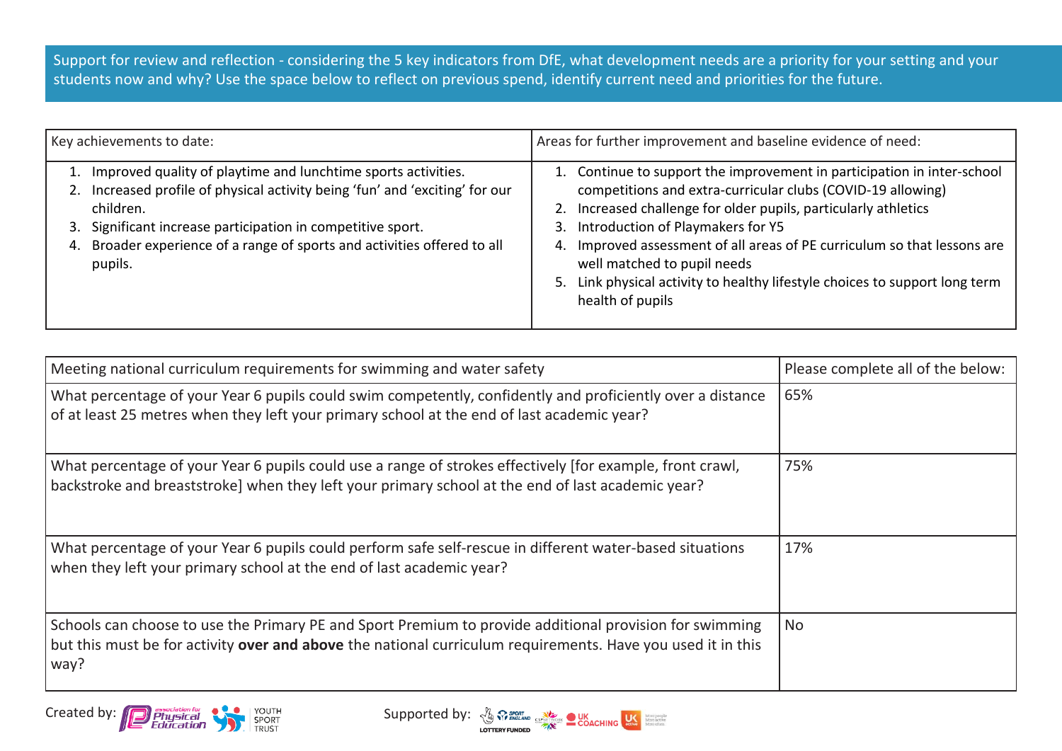Support for review and reflection - considering the 5 key indicators from DfE, what development needs are a priority for your setting and your students now and why? Use the space below to reflect on previous spend, identify current need and priorities for the future.

| Key achievements to date: | Areas for further improvement and baseline evidence of need: |
|---|---|
| 1. Improved quality of playtime and lunchtime sports activities.<br>2. Increased profile of physical activity being 'fun' and 'exciting' for our children.<br>3. Significant increase participation in competitive sport.<br>4. Broader experience of a range of sports and activities offered to all pupils. | 1. Continue to support the improvement in participation in inter-school competitions and extra-curricular clubs (COVID-19 allowing)<br>2. Increased challenge for older pupils, particularly athletics<br>3. Introduction of Playmakers for Y5<br>4. Improved assessment of all areas of PE curriculum so that lessons are well matched to pupil needs<br>5. Link physical activity to healthy lifestyle choices to support long term health of pupils |

| Meeting national curriculum requirements for swimming and water safety | Please complete all of the below: |
|---|---|
| What percentage of your Year 6 pupils could swim competently, confidently and proficiently over a distance of at least 25 metres when they left your primary school at the end of last academic year? | 65% |
| What percentage of your Year 6 pupils could use a range of strokes effectively [for example, front crawl, backstroke and breaststroke] when they left your primary school at the end of last academic year? | 75% |
| What percentage of your Year 6 pupils could perform safe self-rescue in different water-based situations when they left your primary school at the end of last academic year? | 17% |
| Schools can choose to use the Primary PE and Sport Premium to provide additional provision for swimming but this must be for activity **over and above** the national curriculum requirements. Have you used it in this way? | No |

Created by: association for Physical Education, YOUTH SPORT TRUST

Supported by: SPORT ENGLAND LOTTERY FUNDED, CSPNETWORK, UK COACHING, UK active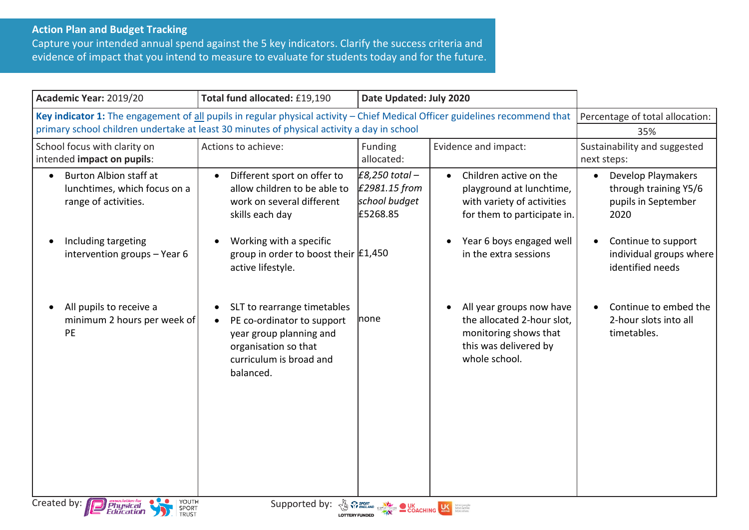**Action Plan and Budget Tracking**

Capture your intended annual spend against the 5 key indicators. Clarify the success criteria and evidence of impact that you intend to measure to evaluate for students today and for the future.

| **Academic Year:** 2019/20 | **Total fund allocated:** £19,190 | **Date Updated: July 2020** | | |
|---|---|---|---|---|
| **Key indicator 1:** The engagement of all pupils in regular physical activity – Chief Medical Officer guidelines recommend that primary school children undertake at least 30 minutes of physical activity a day in school | | | | Percentage of total allocation: 35% |
| School focus with clarity on intended **impact on pupils**: | Actions to achieve: | Funding allocated: | Evidence and impact: | Sustainability and suggested next steps: |
| • Burton Albion staff at lunchtimes, which focus on a range of activities. | • Different sport on offer to allow children to be able to work on several different skills each day | *£8,250 total – £2981.15 from school budget* £5268.85 | • Children active on the playground at lunchtime, with variety of activities for them to participate in. | • Develop Playmakers through training Y5/6 pupils in September 2020 |
| • Including targeting intervention groups – Year 6 | • Working with a specific group in order to boost their active lifestyle. | £1,450 | • Year 6 boys engaged well in the extra sessions | • Continue to support individual groups where identified needs |
| • All pupils to receive a minimum 2 hours per week of PE | • SLT to rearrange timetables<br>• PE co-ordinator to support year group planning and organisation so that curriculum is broad and balanced. | none | • All year groups now have the allocated 2-hour slot, monitoring shows that this was delivered by whole school. | • Continue to embed the 2-hour slots into all timetables. |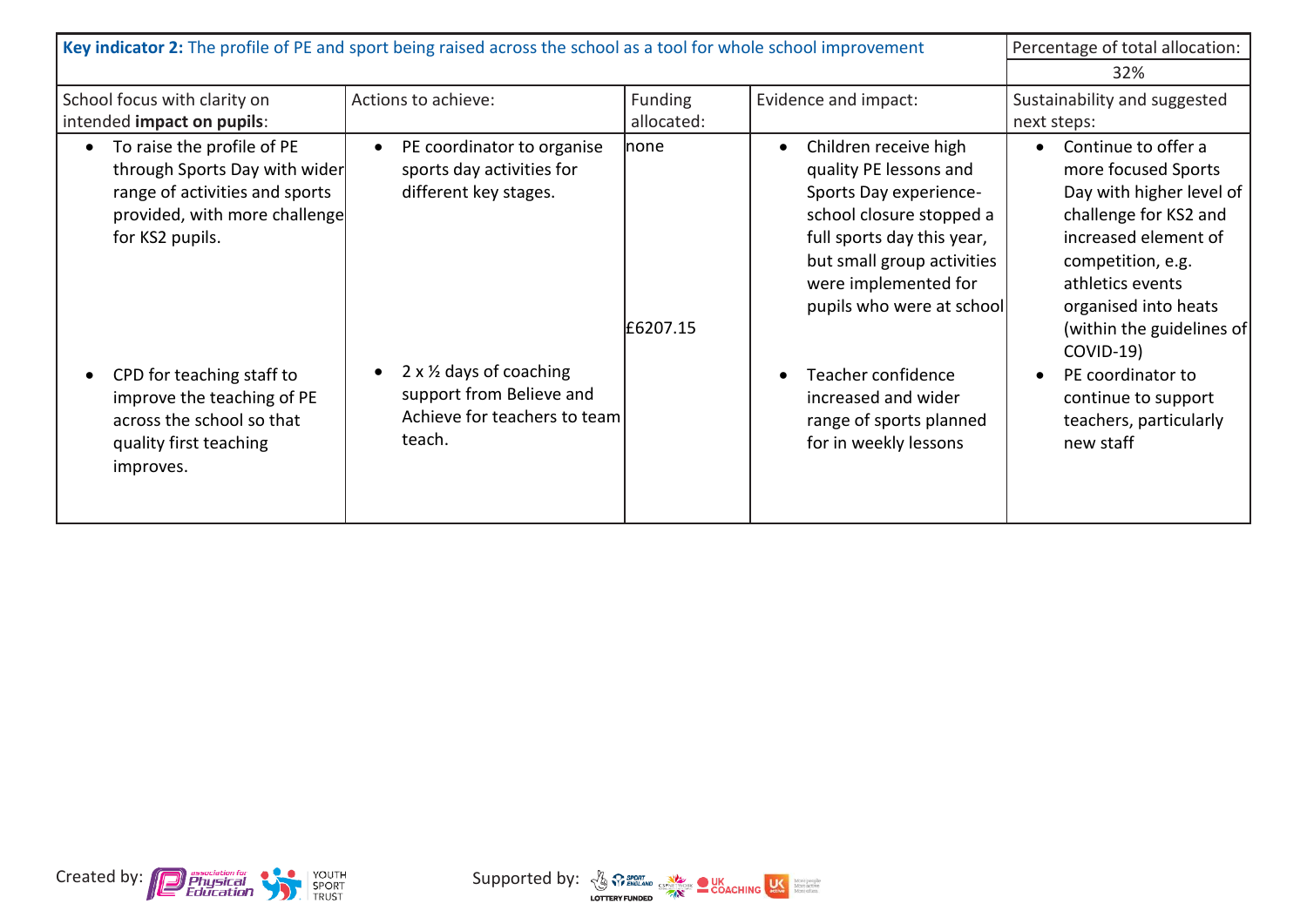| **Key indicator 2:** The profile of PE and sport being raised across the school as a tool for whole school improvement | | | | Percentage of total allocation: |
|---|---|---|---|---|
| | | | | 32% |
| School focus with clarity on intended **impact on pupils**: | Actions to achieve: | Funding allocated: | Evidence and impact: | Sustainability and suggested next steps: |
| • To raise the profile of PE through Sports Day with wider range of activities and sports provided, with more challenge for KS2 pupils. | • PE coordinator to organise sports day activities for different key stages. | none | • Children receive high quality PE lessons and Sports Day experience-school closure stopped a full sports day this year, but small group activities were implemented for pupils who were at school | • Continue to offer a more focused Sports Day with higher level of challenge for KS2 and increased element of competition, e.g. athletics events organised into heats (within the guidelines of COVID-19) |
| • CPD for teaching staff to improve the teaching of PE across the school so that quality first teaching improves. | • 2 x ½ days of coaching support from Believe and Achieve for teachers to team teach. | £6207.15 | • Teacher confidence increased and wider range of sports planned for in weekly lessons | • PE coordinator to continue to support teachers, particularly new staff |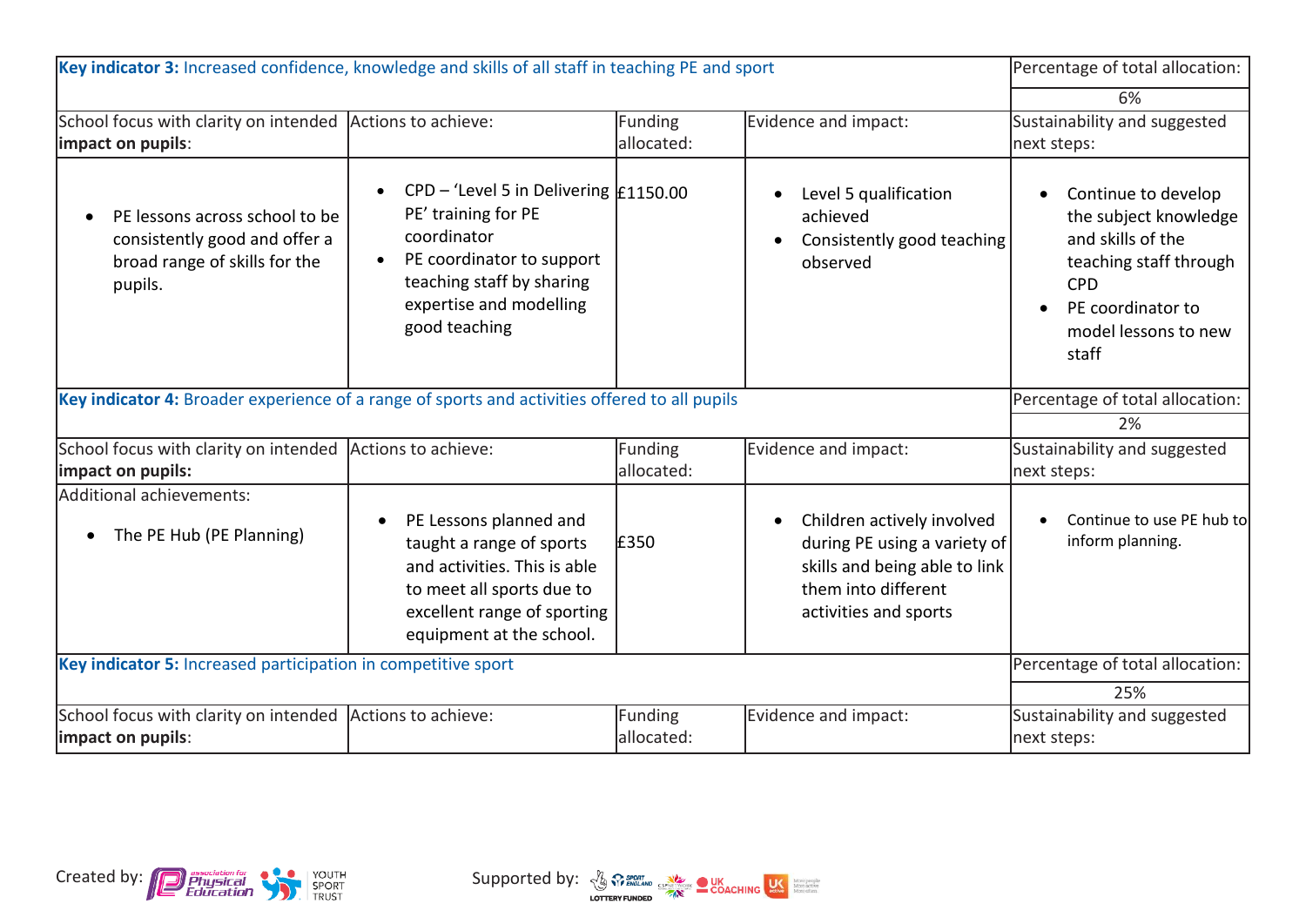| Key indicator 3: Increased confidence, knowledge and skills of all staff in teaching PE and sport | | | | Percentage of total allocation: |
|---|---|---|---|---|
| | | | | 6% |
| School focus with clarity on intended **impact on pupils**: | Actions to achieve: | Funding allocated: | Evidence and impact: | Sustainability and suggested next steps: |
| • PE lessons across school to be consistently good and offer a broad range of skills for the pupils. | • CPD – 'Level 5 in Delivering PE' training for PE coordinator<br>• PE coordinator to support teaching staff by sharing expertise and modelling good teaching | £1150.00 | • Level 5 qualification achieved<br>• Consistently good teaching observed | • Continue to develop the subject knowledge and skills of the teaching staff through CPD<br>• PE coordinator to model lessons to new staff |

| Key indicator 4: Broader experience of a range of sports and activities offered to all pupils | | | | Percentage of total allocation: |
|---|---|---|---|---|
| | | | | 2% |
| School focus with clarity on intended **impact on pupils:** | Actions to achieve: | Funding allocated: | Evidence and impact: | Sustainability and suggested next steps: |
| Additional achievements:<br>• The PE Hub (PE Planning) | • PE Lessons planned and taught a range of sports and activities. This is able to meet all sports due to excellent range of sporting equipment at the school. | £350 | • Children actively involved during PE using a variety of skills and being able to link them into different activities and sports | • Continue to use PE hub to inform planning. |

| Key indicator 5: Increased participation in competitive sport | | | | Percentage of total allocation: |
|---|---|---|---|---|
| | | | | 25% |
| School focus with clarity on intended **impact on pupils**: | Actions to achieve: | Funding allocated: | Evidence and impact: | Sustainability and suggested next steps: |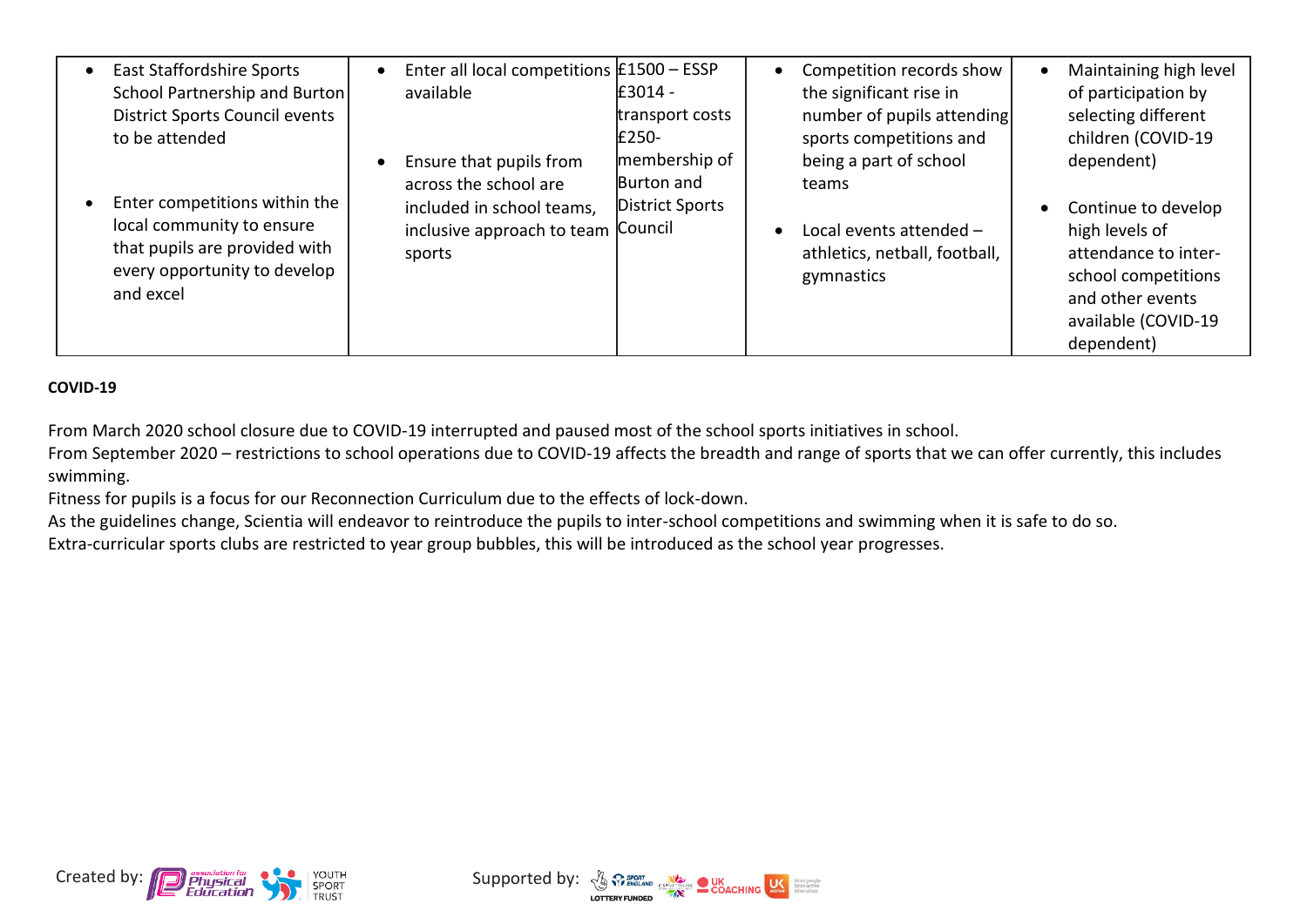| | | | | |
|---|---|---|---|---|
| • East Staffordshire Sports School Partnership and Burton District Sports Council events to be attended<br><br>• Enter competitions within the local community to ensure that pupils are provided with every opportunity to develop and excel | • Enter all local competitions available<br><br>• Ensure that pupils from across the school are included in school teams, inclusive approach to team sports | £1500 – ESSP<br>£3014 - transport costs<br>£250- membership of Burton and District Sports Council | • Competition records show the significant rise in number of pupils attending sports competitions and being a part of school teams<br><br>• Local events attended – athletics, netball, football, gymnastics | • Maintaining high level of participation by selecting different children (COVID-19 dependent)<br><br>• Continue to develop high levels of attendance to inter-school competitions and other events available (COVID-19 dependent) |

**COVID-19**

From March 2020 school closure due to COVID-19 interrupted and paused most of the school sports initiatives in school.
From September 2020 – restrictions to school operations due to COVID-19 affects the breadth and range of sports that we can offer currently, this includes swimming.
Fitness for pupils is a focus for our Reconnection Curriculum due to the effects of lock-down.
As the guidelines change, Scientia will endeavor to reintroduce the pupils to inter-school competitions and swimming when it is safe to do so.
Extra-curricular sports clubs are restricted to year group bubbles, this will be introduced as the school year progresses.